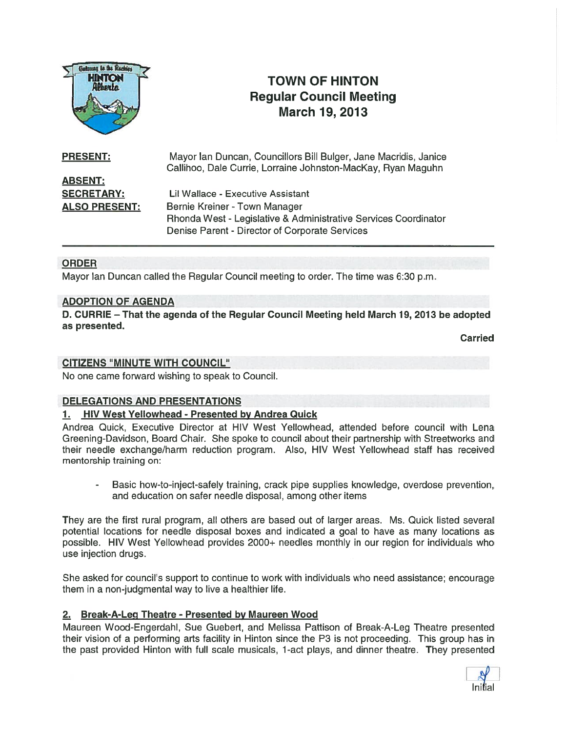# TOWN OF HINTON
## Regular Council Meeting
## March 19, 2013

**PRESENT:** Mayor Ian Duncan, Councillors Bill Bulger, Jane Macridis, Janice Callihoo, Dale Currie, Lorraine Johnston-MacKay, Ryan Maguhn

**ABSENT:**

**SECRETARY:** Lil Wallace - Executive Assistant

**ALSO PRESENT:** Bernie Kreiner - Town Manager
Rhonda West - Legislative & Administrative Services Coordinator
Denise Parent - Director of Corporate Services

---

### ORDER

Mayor Ian Duncan called the Regular Council meeting to order. The time was 6:30 p.m.

### ADOPTION OF AGENDA

**D. CURRIE – That the agenda of the Regular Council Meeting held March 19, 2013 be adopted as presented.**

**Carried**

### CITIZENS "MINUTE WITH COUNCIL"

No one came forward wishing to speak to Council.

### DELEGATIONS AND PRESENTATIONS

#### 1. HIV West Yellowhead - Presented by Andrea Quick

Andrea Quick, Executive Director at HIV West Yellowhead, attended before council with Lena Greening-Davidson, Board Chair. She spoke to council about their partnership with Streetworks and their needle exchange/harm reduction program. Also, HIV West Yellowhead staff has received mentorship training on:

- Basic how-to-inject-safely training, crack pipe supplies knowledge, overdose prevention, and education on safer needle disposal, among other items

They are the first rural program, all others are based out of larger areas. Ms. Quick listed several potential locations for needle disposal boxes and indicated a goal to have as many locations as possible. HIV West Yellowhead provides 2000+ needles monthly in our region for individuals who use injection drugs.

She asked for council's support to continue to work with individuals who need assistance; encourage them in a non-judgmental way to live a healthier life.

#### 2. Break-A-Leg Theatre - Presented by Maureen Wood

Maureen Wood-Engerdahl, Sue Guebert, and Melissa Pattison of Break-A-Leg Theatre presented their vision of a performing arts facility in Hinton since the P3 is not proceeding. This group has in the past provided Hinton with full scale musicals, 1-act plays, and dinner theatre. They presented

Initial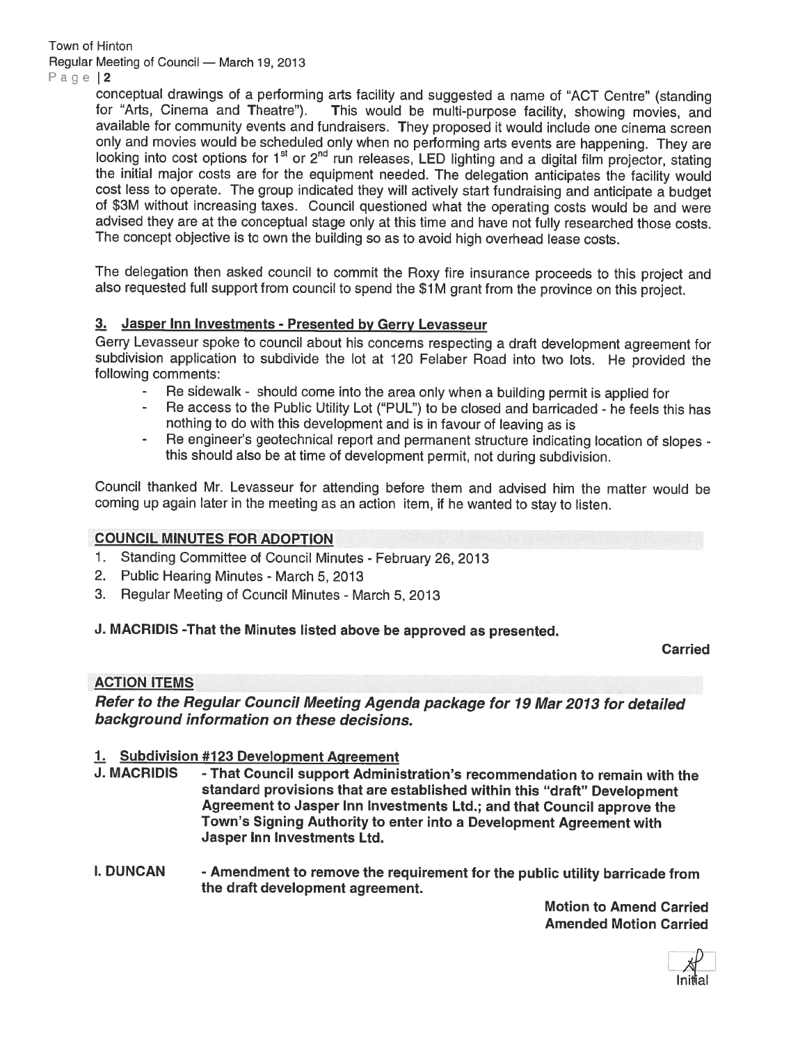conceptual drawings of a performing arts facility and suggested a name of "ACT Centre" (standing for "Arts, Cinema and Theatre"). This would be multi-purpose facility, showing movies, and available for community events and fundraisers. They proposed it would include one cinema screen only and movies would be scheduled only when no performing arts events are happening. They are looking into cost options for 1st or 2nd run releases, LED lighting and a digital film projector, stating the initial major costs are for the equipment needed. The delegation anticipates the facility would cost less to operate. The group indicated they will actively start fundraising and anticipate a budget of $3M without increasing taxes. Council questioned what the operating costs would be and were advised they are at the conceptual stage only at this time and have not fully researched those costs. The concept objective is to own the building so as to avoid high overhead lease costs.

The delegation then asked council to commit the Roxy fire insurance proceeds to this project and also requested full support from council to spend the $1M grant from the province on this project.

### 3. Jasper Inn Investments - Presented by Gerry Levasseur

Gerry Levasseur spoke to council about his concerns respecting a draft development agreement for subdivision application to subdivide the lot at 120 Felaber Road into two lots. He provided the following comments:

- Re sidewalk - should come into the area only when a building permit is applied for
- Re access to the Public Utility Lot ("PUL") to be closed and barricaded - he feels this has nothing to do with this development and is in favour of leaving as is
- Re engineer's geotechnical report and permanent structure indicating location of slopes - this should also be at time of development permit, not during subdivision.

Council thanked Mr. Levasseur for attending before them and advised him the matter would be coming up again later in the meeting as an action item, if he wanted to stay to listen.

## COUNCIL MINUTES FOR ADOPTION

1. Standing Committee of Council Minutes - February 26, 2013
2. Public Hearing Minutes - March 5, 2013
3. Regular Meeting of Council Minutes - March 5, 2013

**J. MACRIDIS -That the Minutes listed above be approved as presented.**

**Carried**

## ACTION ITEMS

***Refer to the Regular Council Meeting Agenda package for 19 Mar 2013 for detailed background information on these decisions.***

### 1. Subdivision #123 Development Agreement

**J. MACRIDIS** - **That Council support Administration's recommendation to remain with the standard provisions that are established within this "draft" Development Agreement to Jasper Inn Investments Ltd.; and that Council approve the Town's Signing Authority to enter into a Development Agreement with Jasper Inn Investments Ltd.**

**I. DUNCAN** - **Amendment to remove the requirement for the public utility barricade from the draft development agreement.**

**Motion to Amend Carried**
**Amended Motion Carried**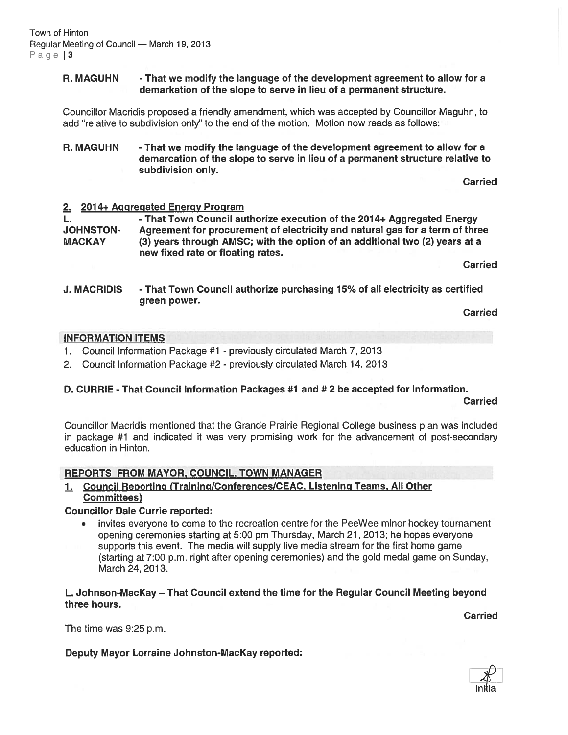**R. MAGUHN** - **That we modify the language of the development agreement to allow for a demarkation of the slope to serve in lieu of a permanent structure.**

Councillor Macridis proposed a friendly amendment, which was accepted by Councillor Maguhn, to add "relative to subdivision only" to the end of the motion. Motion now reads as follows:

**R. MAGUHN** - **That we modify the language of the development agreement to allow for a demarcation of the slope to serve in lieu of a permanent structure relative to subdivision only.**

**Carried**

**2. 2014+ Aggregated Energy Program**

**L. JOHNSTON-MACKAY** - **That Town Council authorize execution of the 2014+ Aggregated Energy Agreement for procurement of electricity and natural gas for a term of three (3) years through AMSC; with the option of an additional two (2) years at a new fixed rate or floating rates.**

**Carried**

**J. MACRIDIS** - **That Town Council authorize purchasing 15% of all electricity as certified green power.**

**Carried**

## INFORMATION ITEMS

1. Council Information Package #1 - previously circulated March 7, 2013
2. Council Information Package #2 - previously circulated March 14, 2013

**D. CURRIE - That Council Information Packages #1 and # 2 be accepted for information.**

**Carried**

Councillor Macridis mentioned that the Grande Prairie Regional College business plan was included in package #1 and indicated it was very promising work for the advancement of post-secondary education in Hinton.

## REPORTS FROM MAYOR, COUNCIL, TOWN MANAGER

**1. Council Reporting (Training/Conferences/CEAC, Listening Teams, All Other Committees)**

**Councillor Dale Currie reported:**

- invites everyone to come to the recreation centre for the PeeWee minor hockey tournament opening ceremonies starting at 5:00 pm Thursday, March 21, 2013; he hopes everyone supports this event. The media will supply live media stream for the first home game (starting at 7:00 p.m. right after opening ceremonies) and the gold medal game on Sunday, March 24, 2013.

**L. Johnson-MacKay – That Council extend the time for the Regular Council Meeting beyond three hours.**

**Carried**

The time was 9:25 p.m.

**Deputy Mayor Lorraine Johnston-MacKay reported:**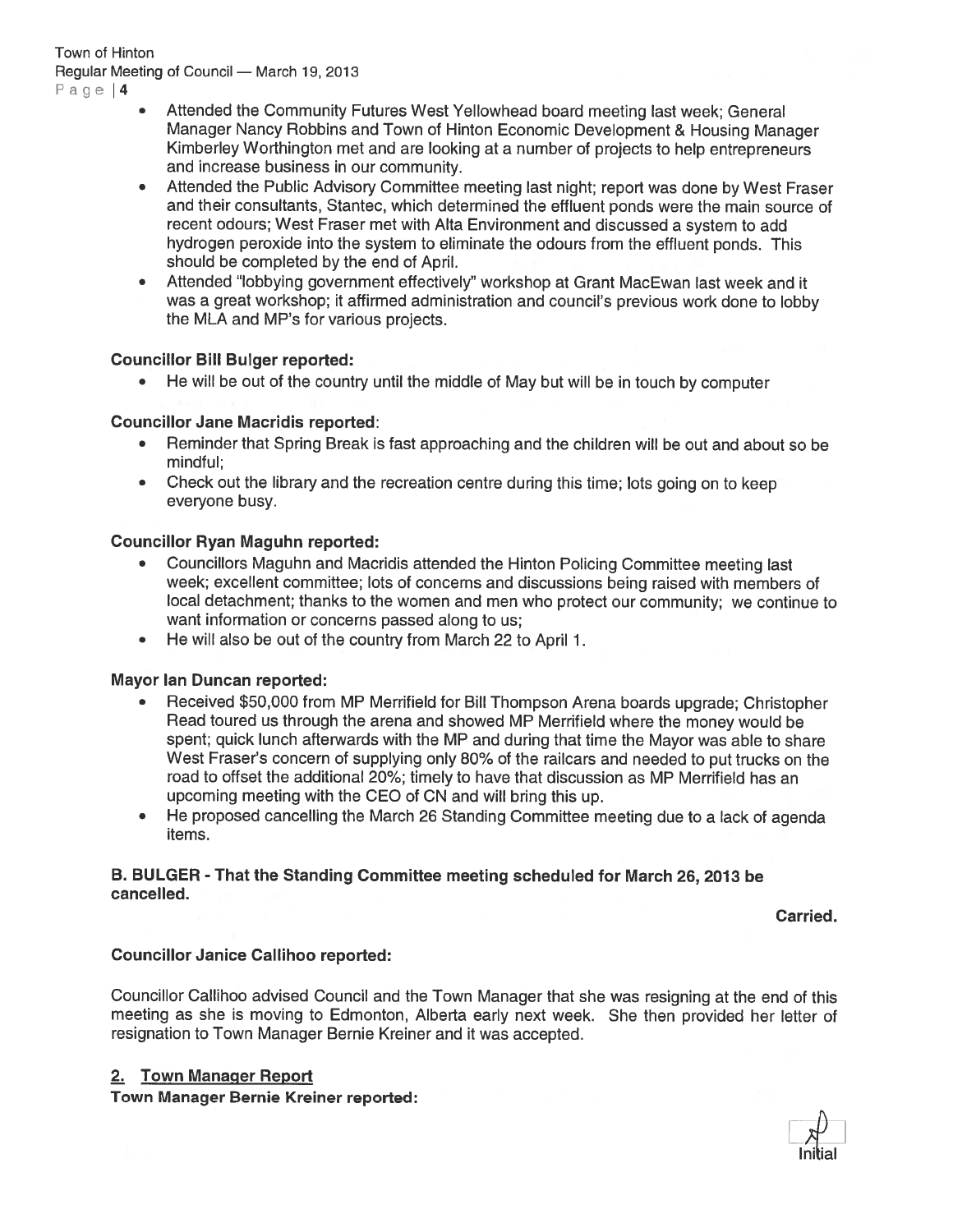- Attended the Community Futures West Yellowhead board meeting last week; General Manager Nancy Robbins and Town of Hinton Economic Development & Housing Manager Kimberley Worthington met and are looking at a number of projects to help entrepreneurs and increase business in our community.
- Attended the Public Advisory Committee meeting last night; report was done by West Fraser and their consultants, Stantec, which determined the effluent ponds were the main source of recent odours; West Fraser met with Alta Environment and discussed a system to add hydrogen peroxide into the system to eliminate the odours from the effluent ponds. This should be completed by the end of April.
- Attended "lobbying government effectively" workshop at Grant MacEwan last week and it was a great workshop; it affirmed administration and council's previous work done to lobby the MLA and MP's for various projects.

**Councillor Bill Bulger reported:**

- He will be out of the country until the middle of May but will be in touch by computer

**Councillor Jane Macridis reported:**

- Reminder that Spring Break is fast approaching and the children will be out and about so be mindful;
- Check out the library and the recreation centre during this time; lots going on to keep everyone busy.

**Councillor Ryan Maguhn reported:**

- Councillors Maguhn and Macridis attended the Hinton Policing Committee meeting last week; excellent committee; lots of concerns and discussions being raised with members of local detachment; thanks to the women and men who protect our community; we continue to want information or concerns passed along to us;
- He will also be out of the country from March 22 to April 1.

**Mayor Ian Duncan reported:**

- Received $50,000 from MP Merrifield for Bill Thompson Arena boards upgrade; Christopher Read toured us through the arena and showed MP Merrifield where the money would be spent; quick lunch afterwards with the MP and during that time the Mayor was able to share West Fraser's concern of supplying only 80% of the railcars and needed to put trucks on the road to offset the additional 20%; timely to have that discussion as MP Merrifield has an upcoming meeting with the CEO of CN and will bring this up.
- He proposed cancelling the March 26 Standing Committee meeting due to a lack of agenda items.

**B. BULGER - That the Standing Committee meeting scheduled for March 26, 2013 be cancelled.**

**Carried.**

**Councillor Janice Callihoo reported:**

Councillor Callihoo advised Council and the Town Manager that she was resigning at the end of this meeting as she is moving to Edmonton, Alberta early next week. She then provided her letter of resignation to Town Manager Bernie Kreiner and it was accepted.

## 2. Town Manager Report

**Town Manager Bernie Kreiner reported:**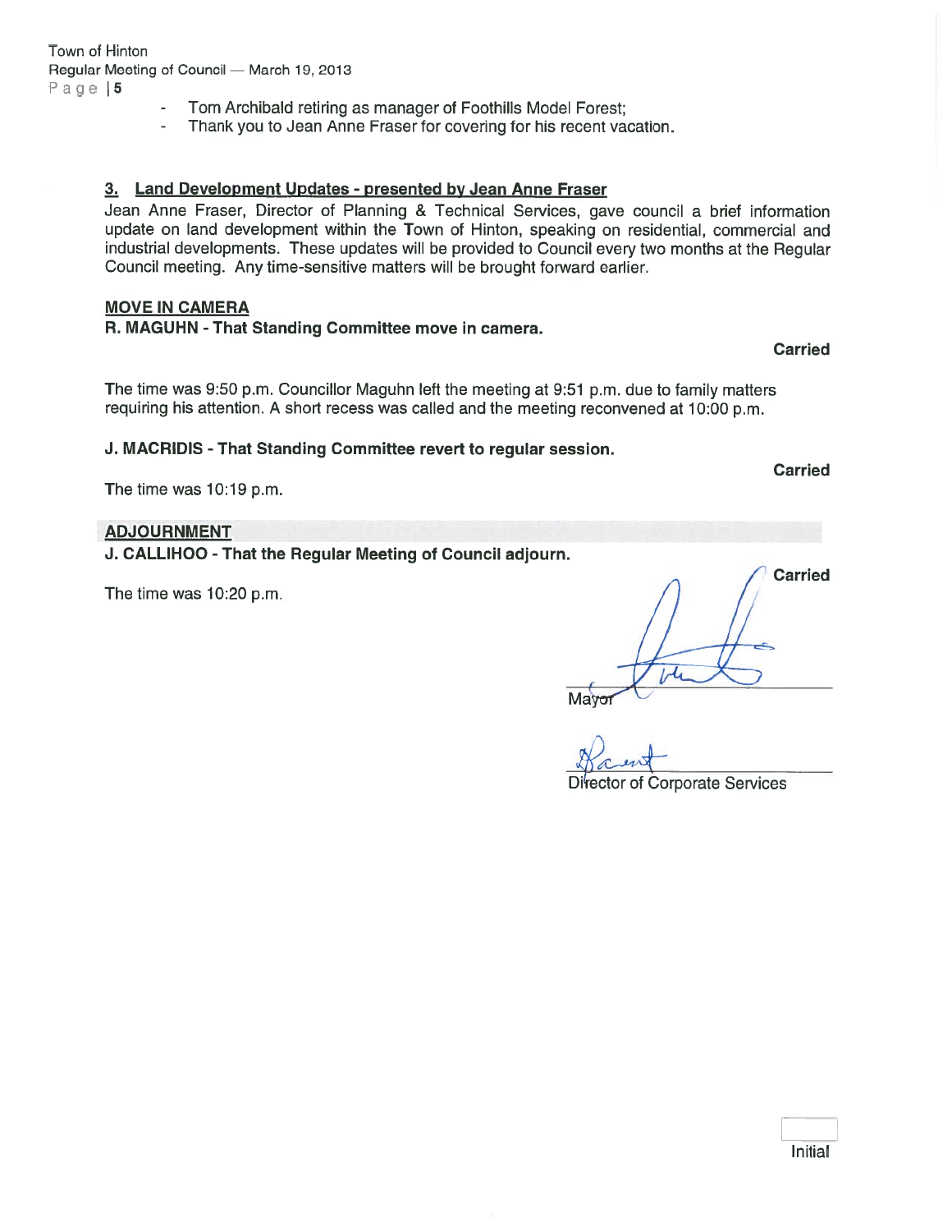- Tom Archibald retiring as manager of Foothills Model Forest;
- Thank you to Jean Anne Fraser for covering for his recent vacation.

### 3. Land Development Updates - presented by Jean Anne Fraser

Jean Anne Fraser, Director of Planning & Technical Services, gave council a brief information update on land development within the Town of Hinton, speaking on residential, commercial and industrial developments. These updates will be provided to Council every two months at the Regular Council meeting. Any time-sensitive matters will be brought forward earlier.

**MOVE IN CAMERA**

**R. MAGUHN - That Standing Committee move in camera.**

**Carried**

The time was 9:50 p.m. Councillor Maguhn left the meeting at 9:51 p.m. due to family matters requiring his attention. A short recess was called and the meeting reconvened at 10:00 p.m.

**J. MACRIDIS - That Standing Committee revert to regular session.**

**Carried**

The time was 10:19 p.m.

**ADJOURNMENT**

**J. CALLIHOO - That the Regular Meeting of Council adjourn.**

**Carried**

The time was 10:20 p.m.

Mayor

Director of Corporate Services

Initial